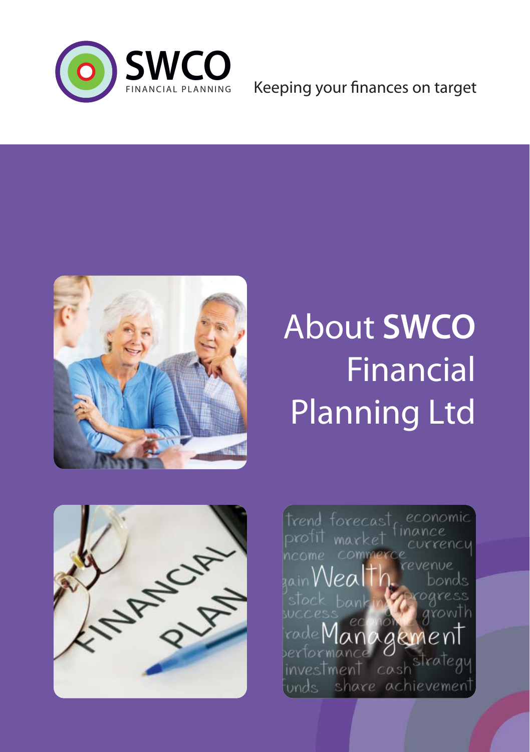SWCO

FINANCIAL PLANNING

Keeping your finances on target

# About **SWCO** Financial Planning Ltd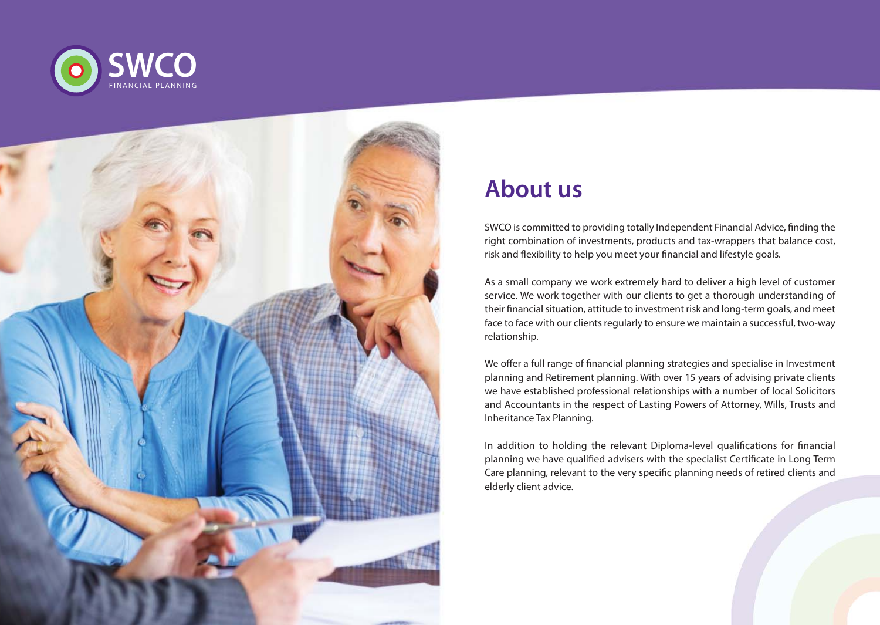SWCO

FINANCIAL PLANNING

## About us

SWCO is committed to providing totally Independent Financial Advice, finding the right combination of investments, products and tax-wrappers that balance cost, risk and flexibility to help you meet your financial and lifestyle goals.

As a small company we work extremely hard to deliver a high level of customer service. We work together with our clients to get a thorough understanding of their financial situation, attitude to investment risk and long-term goals, and meet face to face with our clients regularly to ensure we maintain a successful, two-way relationship.

We offer a full range of financial planning strategies and specialise in Investment planning and Retirement planning. With over 15 years of advising private clients we have established professional relationships with a number of local Solicitors and Accountants in the respect of Lasting Powers of Attorney, Wills, Trusts and Inheritance Tax Planning.

In addition to holding the relevant Diploma-level qualifications for financial planning we have qualified advisers with the specialist Certificate in Long Term Care planning, relevant to the very specific planning needs of retired clients and elderly client advice.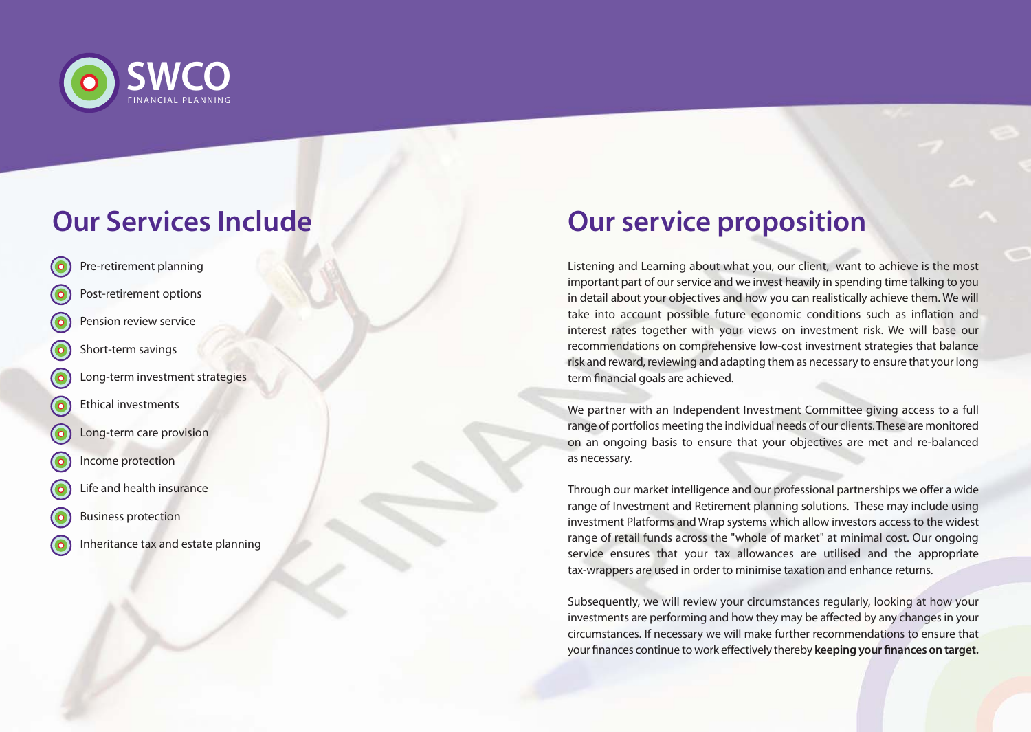SWCO

FINANCIAL PLANNING

## Our Services Include

- Pre-retirement planning
- Post-retirement options
- Pension review service
- Short-term savings
- Long-term investment strategies
- Ethical investments
- Long-term care provision
- Income protection
- Life and health insurance
- Business protection
- Inheritance tax and estate planning

## Our service proposition

Listening and Learning about what you, our client, want to achieve is the most important part of our service and we invest heavily in spending time talking to you in detail about your objectives and how you can realistically achieve them. We will take into account possible future economic conditions such as inflation and interest rates together with your views on investment risk. We will base our recommendations on comprehensive low-cost investment strategies that balance risk and reward, reviewing and adapting them as necessary to ensure that your long term financial goals are achieved.

We partner with an Independent Investment Committee giving access to a full range of portfolios meeting the individual needs of our clients. These are monitored on an ongoing basis to ensure that your objectives are met and re-balanced as necessary.

Through our market intelligence and our professional partnerships we offer a wide range of Investment and Retirement planning solutions. These may include using investment Platforms and Wrap systems which allow investors access to the widest range of retail funds across the "whole of market" at minimal cost. Our ongoing service ensures that your tax allowances are utilised and the appropriate tax-wrappers are used in order to minimise taxation and enhance returns.

Subsequently, we will review your circumstances regularly, looking at how your investments are performing and how they may be affected by any changes in your circumstances. If necessary we will make further recommendations to ensure that your finances continue to work effectively thereby **keeping your finances on target.**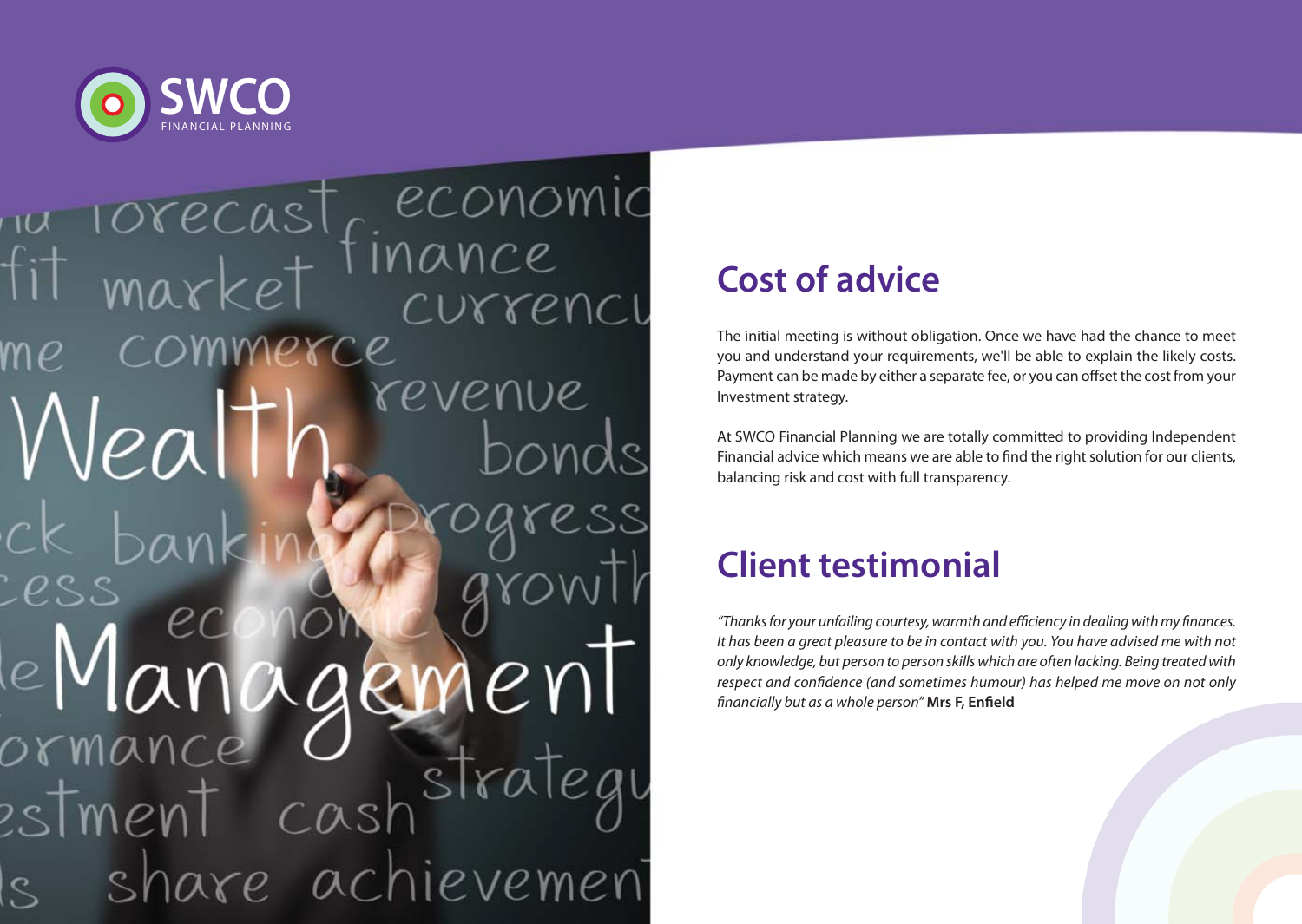## Cost of advice

The initial meeting is without obligation. Once we have had the chance to meet you and understand your requirements, we'll be able to explain the likely costs. Payment can be made by either a separate fee, or you can offset the cost from your Investment strategy.

At SWCO Financial Planning we are totally committed to providing Independent Financial advice which means we are able to find the right solution for our clients, balancing risk and cost with full transparency.

## Client testimonial

*"Thanks for your unfailing courtesy, warmth and efficiency in dealing with my finances. It has been a great pleasure to be in contact with you. You have advised me with not only knowledge, but person to person skills which are often lacking. Being treated with respect and confidence (and sometimes humour) has helped me move on not only financially but as a whole person"* **Mrs F, Enfield**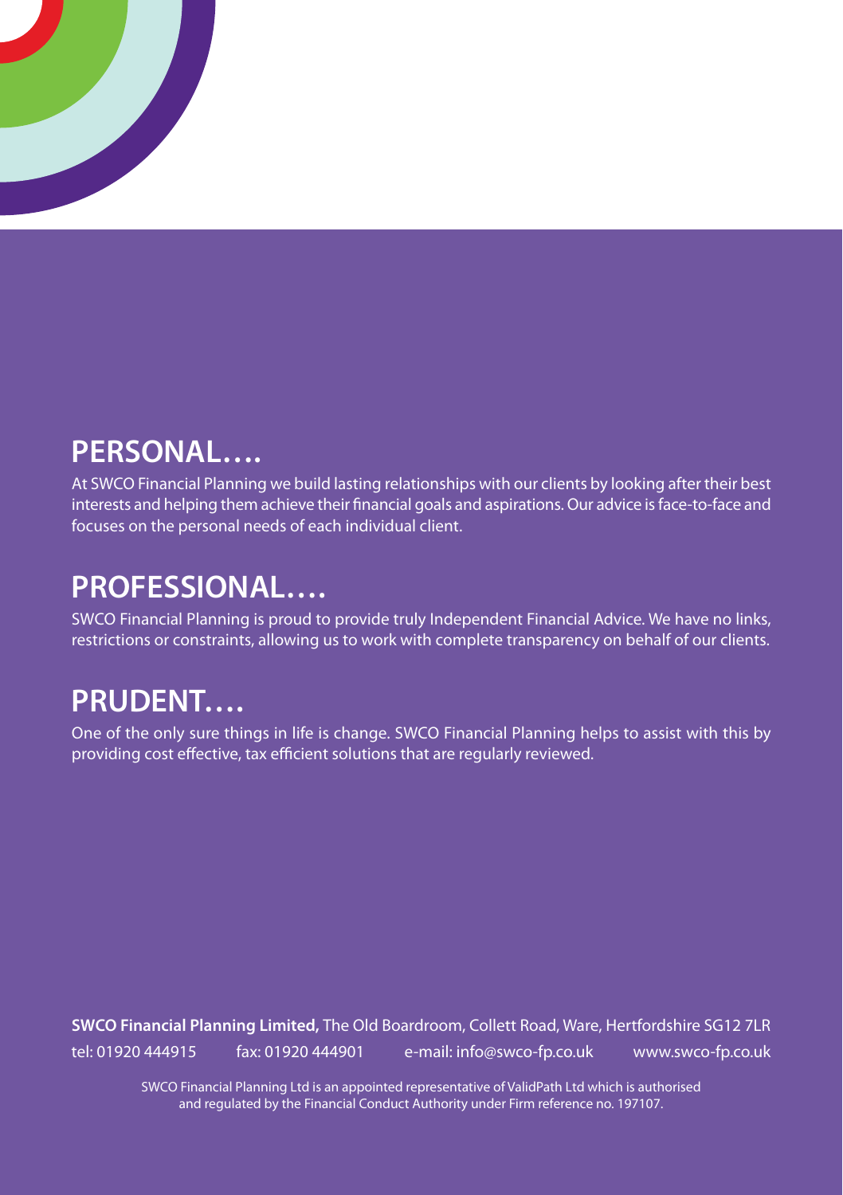## PERSONAL….

At SWCO Financial Planning we build lasting relationships with our clients by looking after their best interests and helping them achieve their financial goals and aspirations. Our advice is face-to-face and focuses on the personal needs of each individual client.

## PROFESSIONAL….

SWCO Financial Planning is proud to provide truly Independent Financial Advice. We have no links, restrictions or constraints, allowing us to work with complete transparency on behalf of our clients.

## PRUDENT….

One of the only sure things in life is change. SWCO Financial Planning helps to assist with this by providing cost effective, tax efficient solutions that are regularly reviewed.

**SWCO Financial Planning Limited,** The Old Boardroom, Collett Road, Ware, Hertfordshire SG12 7LR

tel: 01920 444915 fax: 01920 444901 e-mail: info@swco-fp.co.uk www.swco-fp.co.uk

SWCO Financial Planning Ltd is an appointed representative of ValidPath Ltd which is authorised and regulated by the Financial Conduct Authority under Firm reference no. 197107.